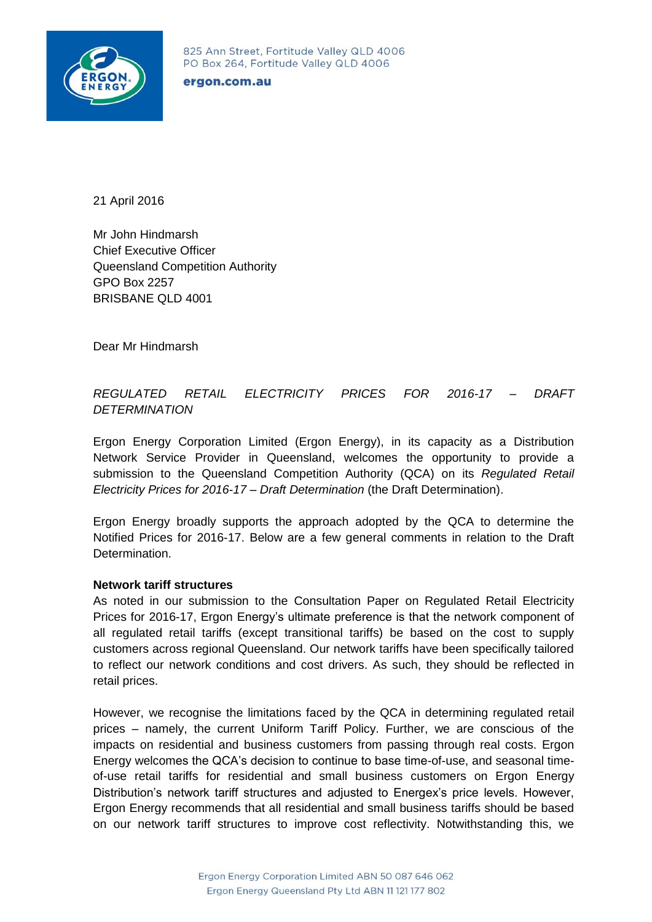825 Ann Street, Fortitude Valley QLD 4006
PO Box 264, Fortitude Valley QLD 4006

**ergon.com.au**

21 April 2016

Mr John Hindmarsh
Chief Executive Officer
Queensland Competition Authority
GPO Box 2257
BRISBANE QLD 4001

Dear Mr Hindmarsh

*REGULATED RETAIL ELECTRICITY PRICES FOR 2016-17 – DRAFT DETERMINATION*

Ergon Energy Corporation Limited (Ergon Energy), in its capacity as a Distribution Network Service Provider in Queensland, welcomes the opportunity to provide a submission to the Queensland Competition Authority (QCA) on its *Regulated Retail Electricity Prices for 2016-17 – Draft Determination* (the Draft Determination).

Ergon Energy broadly supports the approach adopted by the QCA to determine the Notified Prices for 2016-17. Below are a few general comments in relation to the Draft Determination.

**Network tariff structures**

As noted in our submission to the Consultation Paper on Regulated Retail Electricity Prices for 2016-17, Ergon Energy's ultimate preference is that the network component of all regulated retail tariffs (except transitional tariffs) be based on the cost to supply customers across regional Queensland. Our network tariffs have been specifically tailored to reflect our network conditions and cost drivers. As such, they should be reflected in retail prices.

However, we recognise the limitations faced by the QCA in determining regulated retail prices – namely, the current Uniform Tariff Policy. Further, we are conscious of the impacts on residential and business customers from passing through real costs. Ergon Energy welcomes the QCA's decision to continue to base time-of-use, and seasonal time-of-use retail tariffs for residential and small business customers on Ergon Energy Distribution's network tariff structures and adjusted to Energex's price levels. However, Ergon Energy recommends that all residential and small business tariffs should be based on our network tariff structures to improve cost reflectivity. Notwithstanding this, we

Ergon Energy Corporation Limited ABN 50 087 646 062
Ergon Energy Queensland Pty Ltd ABN 11 121 177 802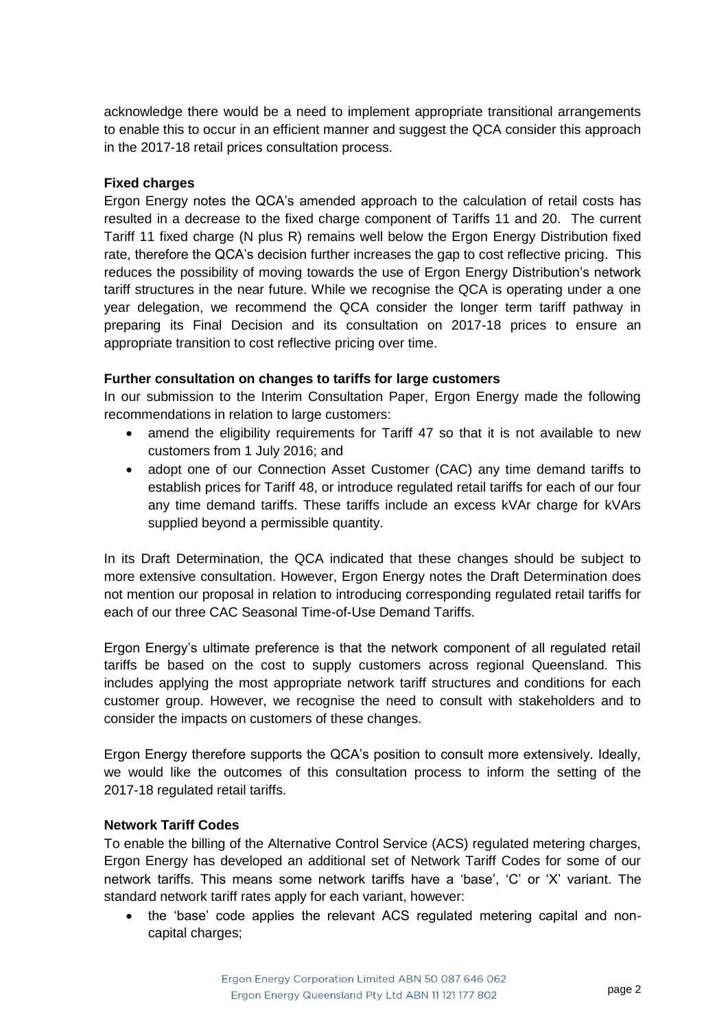acknowledge there would be a need to implement appropriate transitional arrangements to enable this to occur in an efficient manner and suggest the QCA consider this approach in the 2017-18 retail prices consultation process.

**Fixed charges**

Ergon Energy notes the QCA's amended approach to the calculation of retail costs has resulted in a decrease to the fixed charge component of Tariffs 11 and 20. The current Tariff 11 fixed charge (N plus R) remains well below the Ergon Energy Distribution fixed rate, therefore the QCA's decision further increases the gap to cost reflective pricing. This reduces the possibility of moving towards the use of Ergon Energy Distribution's network tariff structures in the near future. While we recognise the QCA is operating under a one year delegation, we recommend the QCA consider the longer term tariff pathway in preparing its Final Decision and its consultation on 2017-18 prices to ensure an appropriate transition to cost reflective pricing over time.

**Further consultation on changes to tariffs for large customers**

In our submission to the Interim Consultation Paper, Ergon Energy made the following recommendations in relation to large customers:

- amend the eligibility requirements for Tariff 47 so that it is not available to new customers from 1 July 2016; and
- adopt one of our Connection Asset Customer (CAC) any time demand tariffs to establish prices for Tariff 48, or introduce regulated retail tariffs for each of our four any time demand tariffs. These tariffs include an excess kVAr charge for kVArs supplied beyond a permissible quantity.

In its Draft Determination, the QCA indicated that these changes should be subject to more extensive consultation. However, Ergon Energy notes the Draft Determination does not mention our proposal in relation to introducing corresponding regulated retail tariffs for each of our three CAC Seasonal Time-of-Use Demand Tariffs.

Ergon Energy's ultimate preference is that the network component of all regulated retail tariffs be based on the cost to supply customers across regional Queensland. This includes applying the most appropriate network tariff structures and conditions for each customer group. However, we recognise the need to consult with stakeholders and to consider the impacts on customers of these changes.

Ergon Energy therefore supports the QCA's position to consult more extensively. Ideally, we would like the outcomes of this consultation process to inform the setting of the 2017-18 regulated retail tariffs.

**Network Tariff Codes**

To enable the billing of the Alternative Control Service (ACS) regulated metering charges, Ergon Energy has developed an additional set of Network Tariff Codes for some of our network tariffs. This means some network tariffs have a 'base', 'C' or 'X' variant. The standard network tariff rates apply for each variant, however:

- the 'base' code applies the relevant ACS regulated metering capital and non-capital charges;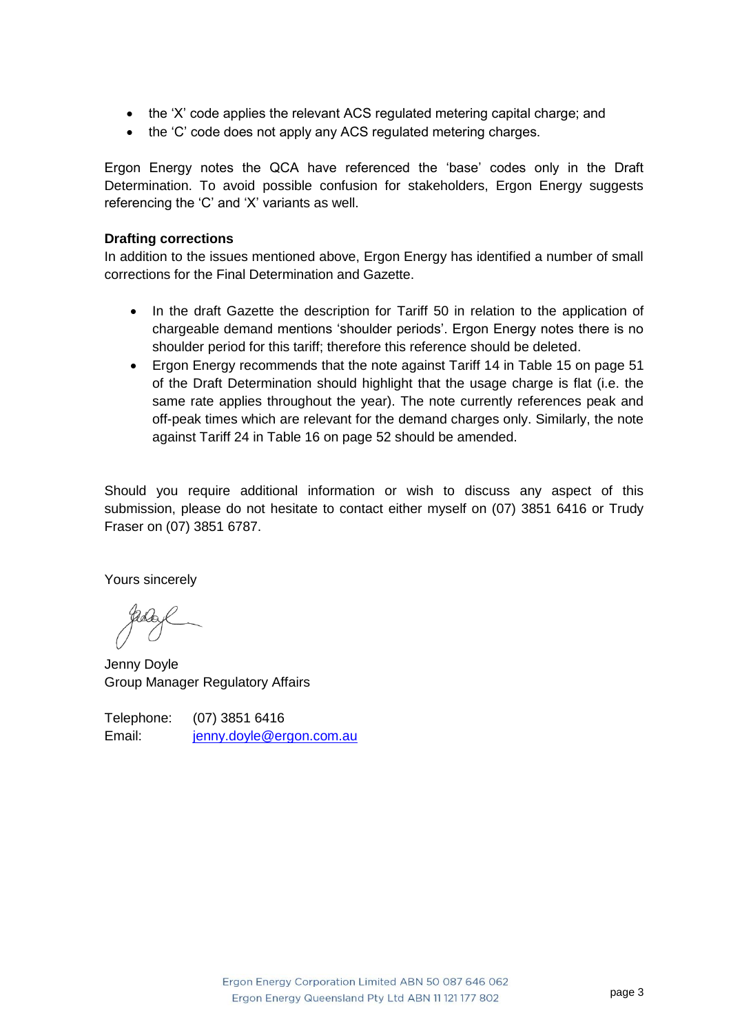- the 'X' code applies the relevant ACS regulated metering capital charge; and
- the 'C' code does not apply any ACS regulated metering charges.

Ergon Energy notes the QCA have referenced the 'base' codes only in the Draft Determination. To avoid possible confusion for stakeholders, Ergon Energy suggests referencing the 'C' and 'X' variants as well.

**Drafting corrections**

In addition to the issues mentioned above, Ergon Energy has identified a number of small corrections for the Final Determination and Gazette.

- In the draft Gazette the description for Tariff 50 in relation to the application of chargeable demand mentions 'shoulder periods'. Ergon Energy notes there is no shoulder period for this tariff; therefore this reference should be deleted.
- Ergon Energy recommends that the note against Tariff 14 in Table 15 on page 51 of the Draft Determination should highlight that the usage charge is flat (i.e. the same rate applies throughout the year). The note currently references peak and off-peak times which are relevant for the demand charges only. Similarly, the note against Tariff 24 in Table 16 on page 52 should be amended.

Should you require additional information or wish to discuss any aspect of this submission, please do not hesitate to contact either myself on (07) 3851 6416 or Trudy Fraser on (07) 3851 6787.

Yours sincerely

Jenny Doyle
Group Manager Regulatory Affairs

Telephone: (07) 3851 6416
Email: jenny.doyle@ergon.com.au

Ergon Energy Corporation Limited ABN 50 087 646 062
Ergon Energy Queensland Pty Ltd ABN 11 121 177 802